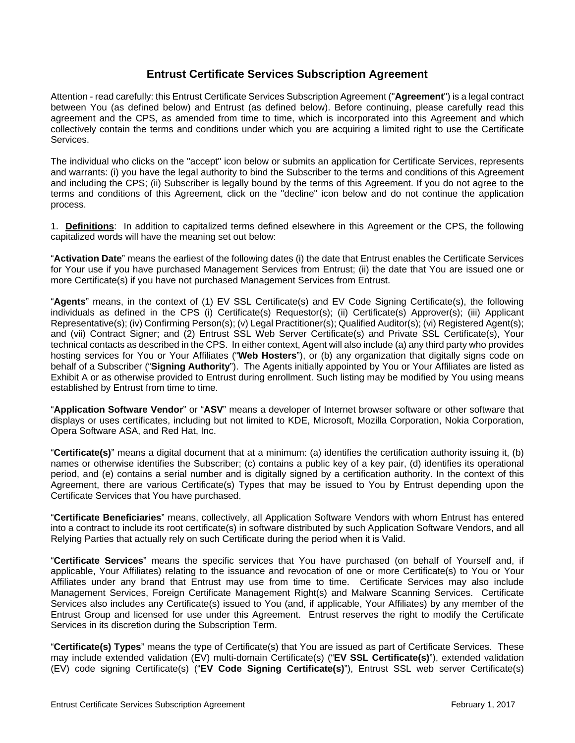# Entrust Certificate Services Subscription Agreement

Attention - read carefully: this Entrust Certificate Services Subscription Agreement ("**Agreement**") is a legal contract between You (as defined below) and Entrust (as defined below). Before continuing, please carefully read this agreement and the CPS, as amended from time to time, which is incorporated into this Agreement and which collectively contain the terms and conditions under which you are acquiring a limited right to use the Certificate Services.

The individual who clicks on the "accept" icon below or submits an application for Certificate Services, represents and warrants: (i) you have the legal authority to bind the Subscriber to the terms and conditions of this Agreement and including the CPS; (ii) Subscriber is legally bound by the terms of this Agreement. If you do not agree to the terms and conditions of this Agreement, click on the "decline" icon below and do not continue the application process.

1. **Definitions**: In addition to capitalized terms defined elsewhere in this Agreement or the CPS, the following capitalized words will have the meaning set out below:

"**Activation Date**" means the earliest of the following dates (i) the date that Entrust enables the Certificate Services for Your use if you have purchased Management Services from Entrust; (ii) the date that You are issued one or more Certificate(s) if you have not purchased Management Services from Entrust.

"**Agents**" means, in the context of (1) EV SSL Certificate(s) and EV Code Signing Certificate(s), the following individuals as defined in the CPS (i) Certificate(s) Requestor(s); (ii) Certificate(s) Approver(s); (iii) Applicant Representative(s); (iv) Confirming Person(s); (v) Legal Practitioner(s); Qualified Auditor(s); (vi) Registered Agent(s); and (vii) Contract Signer; and (2) Entrust SSL Web Server Certificate(s) and Private SSL Certificate(s), Your technical contacts as described in the CPS. In either context, Agent will also include (a) any third party who provides hosting services for You or Your Affiliates ("**Web Hosters**"), or (b) any organization that digitally signs code on behalf of a Subscriber ("**Signing Authority**"). The Agents initially appointed by You or Your Affiliates are listed as Exhibit A or as otherwise provided to Entrust during enrollment. Such listing may be modified by You using means established by Entrust from time to time.

"**Application Software Vendor**" or "**ASV**" means a developer of Internet browser software or other software that displays or uses certificates, including but not limited to KDE, Microsoft, Mozilla Corporation, Nokia Corporation, Opera Software ASA, and Red Hat, Inc.

"**Certificate(s)**" means a digital document that at a minimum: (a) identifies the certification authority issuing it, (b) names or otherwise identifies the Subscriber; (c) contains a public key of a key pair, (d) identifies its operational period, and (e) contains a serial number and is digitally signed by a certification authority. In the context of this Agreement, there are various Certificate(s) Types that may be issued to You by Entrust depending upon the Certificate Services that You have purchased.

"**Certificate Beneficiaries**" means, collectively, all Application Software Vendors with whom Entrust has entered into a contract to include its root certificate(s) in software distributed by such Application Software Vendors, and all Relying Parties that actually rely on such Certificate during the period when it is Valid.

"**Certificate Services**" means the specific services that You have purchased (on behalf of Yourself and, if applicable, Your Affiliates) relating to the issuance and revocation of one or more Certificate(s) to You or Your Affiliates under any brand that Entrust may use from time to time. Certificate Services may also include Management Services, Foreign Certificate Management Right(s) and Malware Scanning Services. Certificate Services also includes any Certificate(s) issued to You (and, if applicable, Your Affiliates) by any member of the Entrust Group and licensed for use under this Agreement. Entrust reserves the right to modify the Certificate Services in its discretion during the Subscription Term.

"**Certificate(s) Types**" means the type of Certificate(s) that You are issued as part of Certificate Services. These may include extended validation (EV) multi-domain Certificate(s) ("**EV SSL Certificate(s)**"), extended validation (EV) code signing Certificate(s) ("**EV Code Signing Certificate(s)**"), Entrust SSL web server Certificate(s)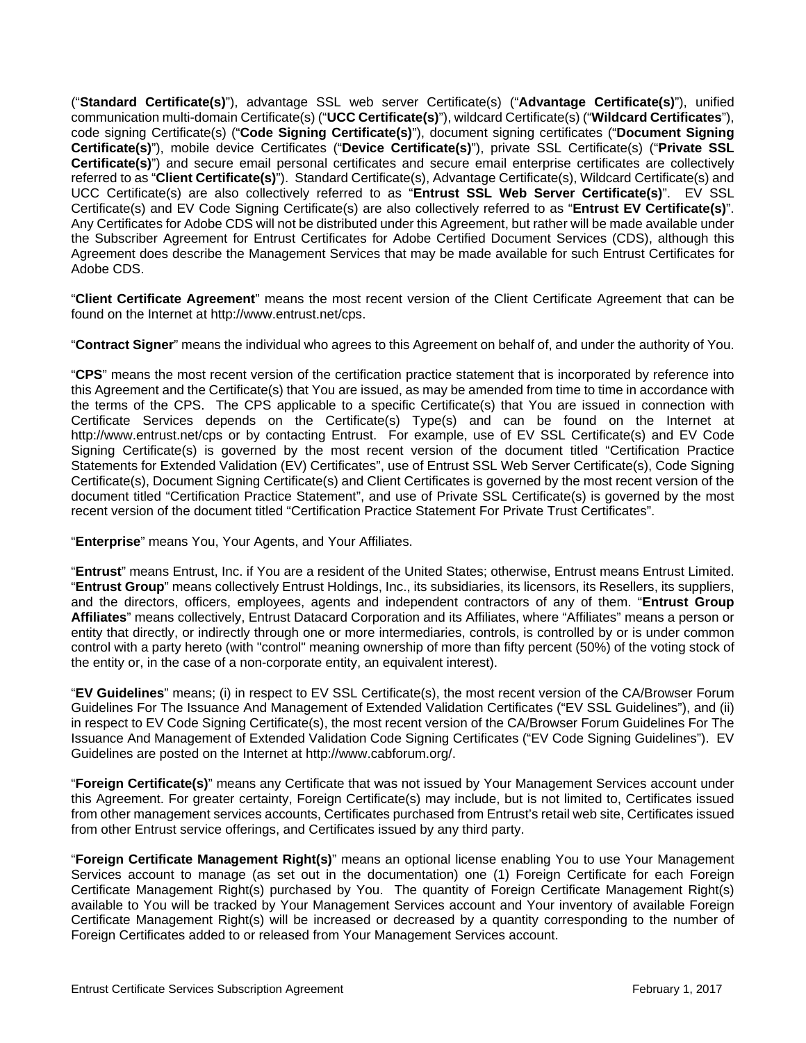("**Standard Certificate(s)**"), advantage SSL web server Certificate(s) ("**Advantage Certificate(s)**"), unified communication multi-domain Certificate(s) ("**UCC Certificate(s)**"), wildcard Certificate(s) ("**Wildcard Certificates**"), code signing Certificate(s) ("**Code Signing Certificate(s)**"), document signing certificates ("**Document Signing Certificate(s)**"), mobile device Certificates ("**Device Certificate(s)**"), private SSL Certificate(s) ("**Private SSL Certificate(s)**") and secure email personal certificates and secure email enterprise certificates are collectively referred to as "**Client Certificate(s)**"). Standard Certificate(s), Advantage Certificate(s), Wildcard Certificate(s) and UCC Certificate(s) are also collectively referred to as "**Entrust SSL Web Server Certificate(s)**". EV SSL Certificate(s) and EV Code Signing Certificate(s) are also collectively referred to as "**Entrust EV Certificate(s)**". Any Certificates for Adobe CDS will not be distributed under this Agreement, but rather will be made available under the Subscriber Agreement for Entrust Certificates for Adobe Certified Document Services (CDS), although this Agreement does describe the Management Services that may be made available for such Entrust Certificates for Adobe CDS.

"**Client Certificate Agreement**" means the most recent version of the Client Certificate Agreement that can be found on the Internet at http://www.entrust.net/cps.

"**Contract Signer**" means the individual who agrees to this Agreement on behalf of, and under the authority of You.

"**CPS**" means the most recent version of the certification practice statement that is incorporated by reference into this Agreement and the Certificate(s) that You are issued, as may be amended from time to time in accordance with the terms of the CPS. The CPS applicable to a specific Certificate(s) that You are issued in connection with Certificate Services depends on the Certificate(s) Type(s) and can be found on the Internet at http://www.entrust.net/cps or by contacting Entrust. For example, use of EV SSL Certificate(s) and EV Code Signing Certificate(s) is governed by the most recent version of the document titled "Certification Practice Statements for Extended Validation (EV) Certificates", use of Entrust SSL Web Server Certificate(s), Code Signing Certificate(s), Document Signing Certificate(s) and Client Certificates is governed by the most recent version of the document titled "Certification Practice Statement", and use of Private SSL Certificate(s) is governed by the most recent version of the document titled "Certification Practice Statement For Private Trust Certificates".

"**Enterprise**" means You, Your Agents, and Your Affiliates.

"**Entrust**" means Entrust, Inc. if You are a resident of the United States; otherwise, Entrust means Entrust Limited. "**Entrust Group**" means collectively Entrust Holdings, Inc., its subsidiaries, its licensors, its Resellers, its suppliers, and the directors, officers, employees, agents and independent contractors of any of them. "**Entrust Group Affiliates**" means collectively, Entrust Datacard Corporation and its Affiliates, where "Affiliates" means a person or entity that directly, or indirectly through one or more intermediaries, controls, is controlled by or is under common control with a party hereto (with "control" meaning ownership of more than fifty percent (50%) of the voting stock of the entity or, in the case of a non-corporate entity, an equivalent interest).

"**EV Guidelines**" means; (i) in respect to EV SSL Certificate(s), the most recent version of the CA/Browser Forum Guidelines For The Issuance And Management of Extended Validation Certificates ("EV SSL Guidelines"), and (ii) in respect to EV Code Signing Certificate(s), the most recent version of the CA/Browser Forum Guidelines For The Issuance And Management of Extended Validation Code Signing Certificates ("EV Code Signing Guidelines"). EV Guidelines are posted on the Internet at http://www.cabforum.org/.

"**Foreign Certificate(s)**" means any Certificate that was not issued by Your Management Services account under this Agreement. For greater certainty, Foreign Certificate(s) may include, but is not limited to, Certificates issued from other management services accounts, Certificates purchased from Entrust's retail web site, Certificates issued from other Entrust service offerings, and Certificates issued by any third party.

"**Foreign Certificate Management Right(s)**" means an optional license enabling You to use Your Management Services account to manage (as set out in the documentation) one (1) Foreign Certificate for each Foreign Certificate Management Right(s) purchased by You. The quantity of Foreign Certificate Management Right(s) available to You will be tracked by Your Management Services account and Your inventory of available Foreign Certificate Management Right(s) will be increased or decreased by a quantity corresponding to the number of Foreign Certificates added to or released from Your Management Services account.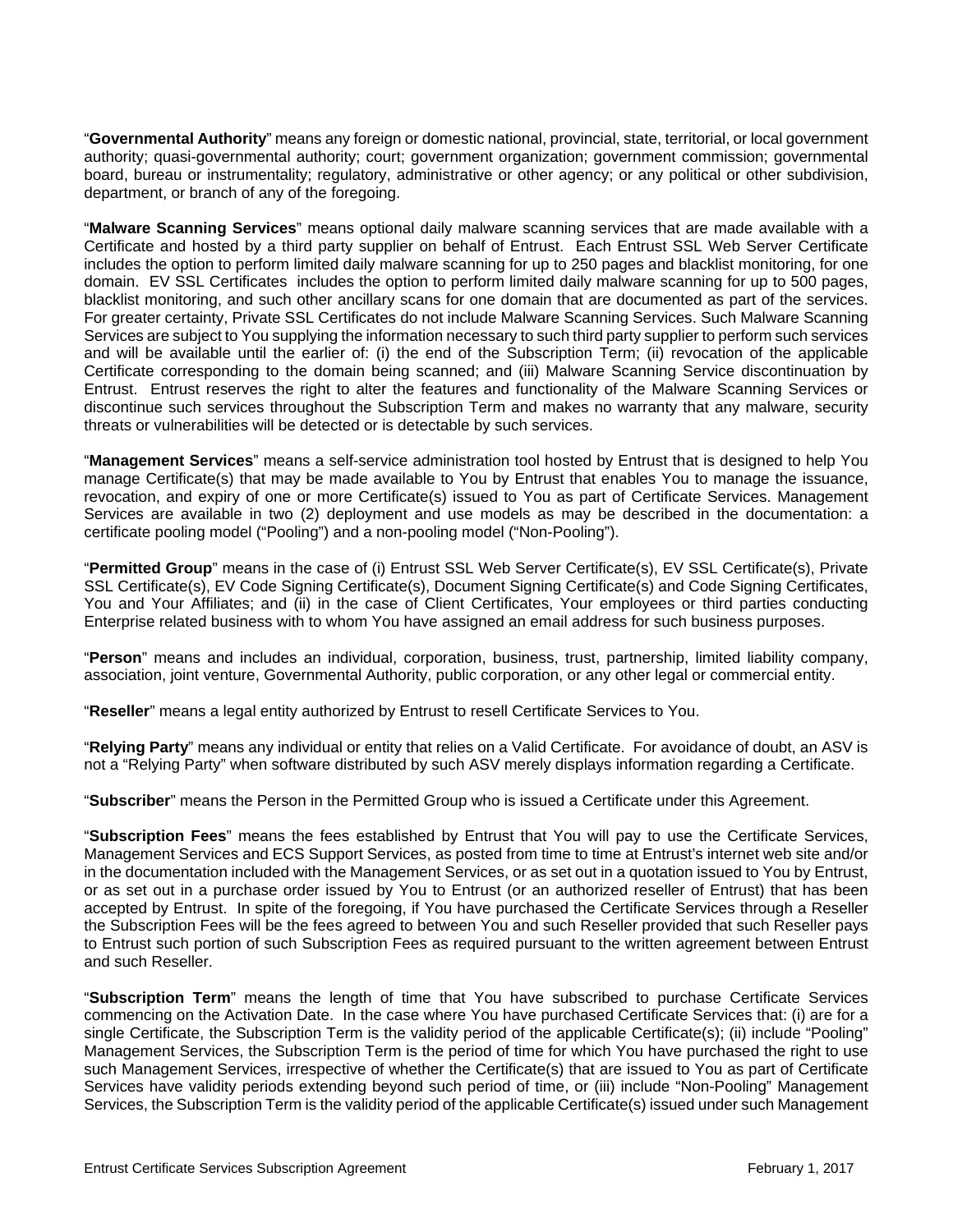"**Governmental Authority**" means any foreign or domestic national, provincial, state, territorial, or local government authority; quasi-governmental authority; court; government organization; government commission; governmental board, bureau or instrumentality; regulatory, administrative or other agency; or any political or other subdivision, department, or branch of any of the foregoing.

"**Malware Scanning Services**" means optional daily malware scanning services that are made available with a Certificate and hosted by a third party supplier on behalf of Entrust. Each Entrust SSL Web Server Certificate includes the option to perform limited daily malware scanning for up to 250 pages and blacklist monitoring, for one domain. EV SSL Certificates includes the option to perform limited daily malware scanning for up to 500 pages, blacklist monitoring, and such other ancillary scans for one domain that are documented as part of the services. For greater certainty, Private SSL Certificates do not include Malware Scanning Services. Such Malware Scanning Services are subject to You supplying the information necessary to such third party supplier to perform such services and will be available until the earlier of: (i) the end of the Subscription Term; (ii) revocation of the applicable Certificate corresponding to the domain being scanned; and (iii) Malware Scanning Service discontinuation by Entrust. Entrust reserves the right to alter the features and functionality of the Malware Scanning Services or discontinue such services throughout the Subscription Term and makes no warranty that any malware, security threats or vulnerabilities will be detected or is detectable by such services.

"**Management Services**" means a self-service administration tool hosted by Entrust that is designed to help You manage Certificate(s) that may be made available to You by Entrust that enables You to manage the issuance, revocation, and expiry of one or more Certificate(s) issued to You as part of Certificate Services. Management Services are available in two (2) deployment and use models as may be described in the documentation: a certificate pooling model ("Pooling") and a non-pooling model ("Non-Pooling").

"**Permitted Group**" means in the case of (i) Entrust SSL Web Server Certificate(s), EV SSL Certificate(s), Private SSL Certificate(s), EV Code Signing Certificate(s), Document Signing Certificate(s) and Code Signing Certificates, You and Your Affiliates; and (ii) in the case of Client Certificates, Your employees or third parties conducting Enterprise related business with to whom You have assigned an email address for such business purposes.

"**Person**" means and includes an individual, corporation, business, trust, partnership, limited liability company, association, joint venture, Governmental Authority, public corporation, or any other legal or commercial entity.

"**Reseller**" means a legal entity authorized by Entrust to resell Certificate Services to You.

"**Relying Party**" means any individual or entity that relies on a Valid Certificate. For avoidance of doubt, an ASV is not a "Relying Party" when software distributed by such ASV merely displays information regarding a Certificate.

"**Subscriber**" means the Person in the Permitted Group who is issued a Certificate under this Agreement.

"**Subscription Fees**" means the fees established by Entrust that You will pay to use the Certificate Services, Management Services and ECS Support Services, as posted from time to time at Entrust's internet web site and/or in the documentation included with the Management Services, or as set out in a quotation issued to You by Entrust, or as set out in a purchase order issued by You to Entrust (or an authorized reseller of Entrust) that has been accepted by Entrust. In spite of the foregoing, if You have purchased the Certificate Services through a Reseller the Subscription Fees will be the fees agreed to between You and such Reseller provided that such Reseller pays to Entrust such portion of such Subscription Fees as required pursuant to the written agreement between Entrust and such Reseller.

"**Subscription Term**" means the length of time that You have subscribed to purchase Certificate Services commencing on the Activation Date. In the case where You have purchased Certificate Services that: (i) are for a single Certificate, the Subscription Term is the validity period of the applicable Certificate(s); (ii) include "Pooling" Management Services, the Subscription Term is the period of time for which You have purchased the right to use such Management Services, irrespective of whether the Certificate(s) that are issued to You as part of Certificate Services have validity periods extending beyond such period of time, or (iii) include "Non-Pooling" Management Services, the Subscription Term is the validity period of the applicable Certificate(s) issued under such Management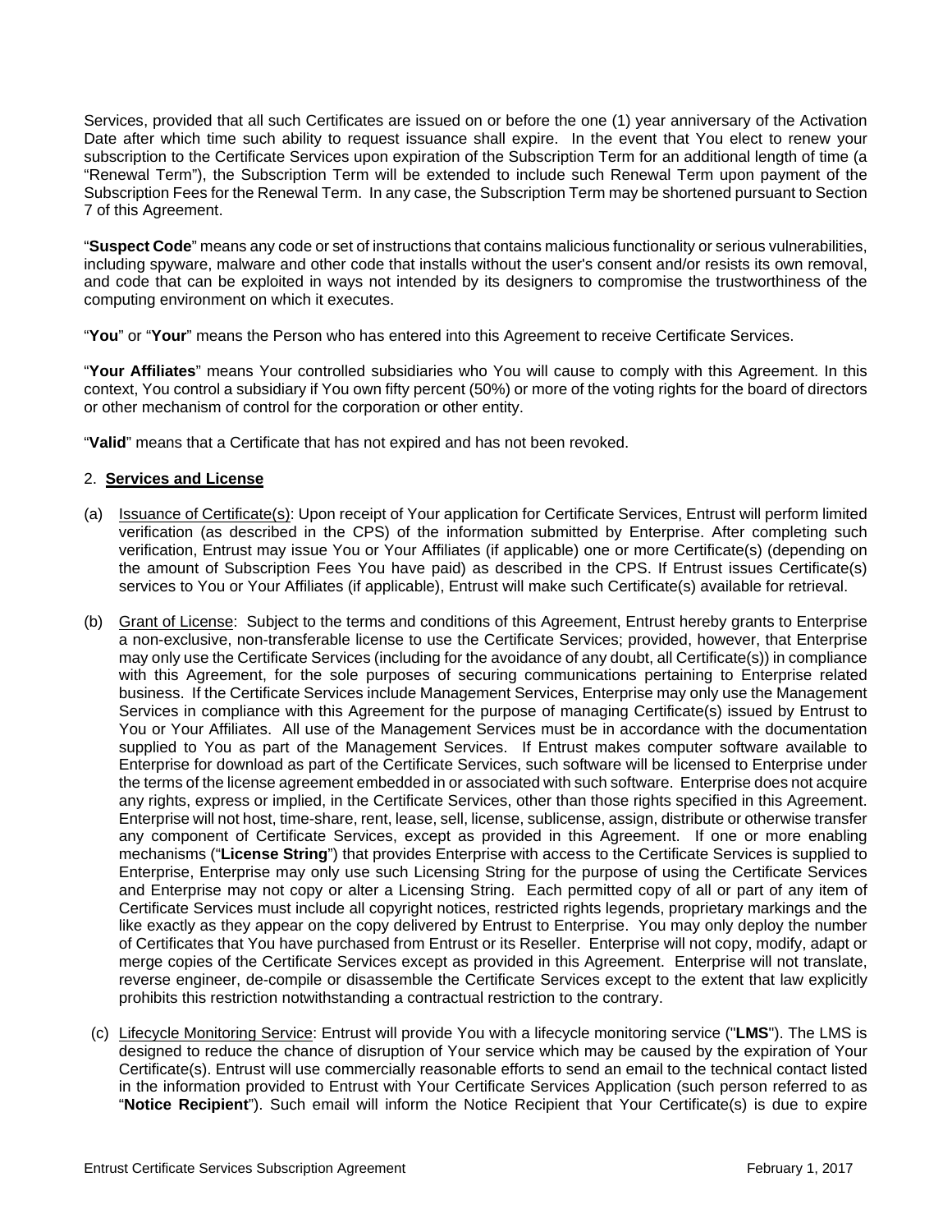Services, provided that all such Certificates are issued on or before the one (1) year anniversary of the Activation Date after which time such ability to request issuance shall expire. In the event that You elect to renew your subscription to the Certificate Services upon expiration of the Subscription Term for an additional length of time (a "Renewal Term"), the Subscription Term will be extended to include such Renewal Term upon payment of the Subscription Fees for the Renewal Term. In any case, the Subscription Term may be shortened pursuant to Section 7 of this Agreement.

"**Suspect Code**" means any code or set of instructions that contains malicious functionality or serious vulnerabilities, including spyware, malware and other code that installs without the user's consent and/or resists its own removal, and code that can be exploited in ways not intended by its designers to compromise the trustworthiness of the computing environment on which it executes.

"**You**" or "**Your**" means the Person who has entered into this Agreement to receive Certificate Services.

"**Your Affiliates**" means Your controlled subsidiaries who You will cause to comply with this Agreement. In this context, You control a subsidiary if You own fifty percent (50%) or more of the voting rights for the board of directors or other mechanism of control for the corporation or other entity.

"**Valid**" means that a Certificate that has not expired and has not been revoked.

2. **Services and License**

(a) Issuance of Certificate(s): Upon receipt of Your application for Certificate Services, Entrust will perform limited verification (as described in the CPS) of the information submitted by Enterprise. After completing such verification, Entrust may issue You or Your Affiliates (if applicable) one or more Certificate(s) (depending on the amount of Subscription Fees You have paid) as described in the CPS. If Entrust issues Certificate(s) services to You or Your Affiliates (if applicable), Entrust will make such Certificate(s) available for retrieval.

(b) Grant of License: Subject to the terms and conditions of this Agreement, Entrust hereby grants to Enterprise a non-exclusive, non-transferable license to use the Certificate Services; provided, however, that Enterprise may only use the Certificate Services (including for the avoidance of any doubt, all Certificate(s)) in compliance with this Agreement, for the sole purposes of securing communications pertaining to Enterprise related business. If the Certificate Services include Management Services, Enterprise may only use the Management Services in compliance with this Agreement for the purpose of managing Certificate(s) issued by Entrust to You or Your Affiliates. All use of the Management Services must be in accordance with the documentation supplied to You as part of the Management Services. If Entrust makes computer software available to Enterprise for download as part of the Certificate Services, such software will be licensed to Enterprise under the terms of the license agreement embedded in or associated with such software. Enterprise does not acquire any rights, express or implied, in the Certificate Services, other than those rights specified in this Agreement. Enterprise will not host, time-share, rent, lease, sell, license, sublicense, assign, distribute or otherwise transfer any component of Certificate Services, except as provided in this Agreement. If one or more enabling mechanisms ("**License String**") that provides Enterprise with access to the Certificate Services is supplied to Enterprise, Enterprise may only use such Licensing String for the purpose of using the Certificate Services and Enterprise may not copy or alter a Licensing String. Each permitted copy of all or part of any item of Certificate Services must include all copyright notices, restricted rights legends, proprietary markings and the like exactly as they appear on the copy delivered by Entrust to Enterprise. You may only deploy the number of Certificates that You have purchased from Entrust or its Reseller. Enterprise will not copy, modify, adapt or merge copies of the Certificate Services except as provided in this Agreement. Enterprise will not translate, reverse engineer, de-compile or disassemble the Certificate Services except to the extent that law explicitly prohibits this restriction notwithstanding a contractual restriction to the contrary.

(c) Lifecycle Monitoring Service: Entrust will provide You with a lifecycle monitoring service ("**LMS**"). The LMS is designed to reduce the chance of disruption of Your service which may be caused by the expiration of Your Certificate(s). Entrust will use commercially reasonable efforts to send an email to the technical contact listed in the information provided to Entrust with Your Certificate Services Application (such person referred to as "**Notice Recipient**"). Such email will inform the Notice Recipient that Your Certificate(s) is due to expire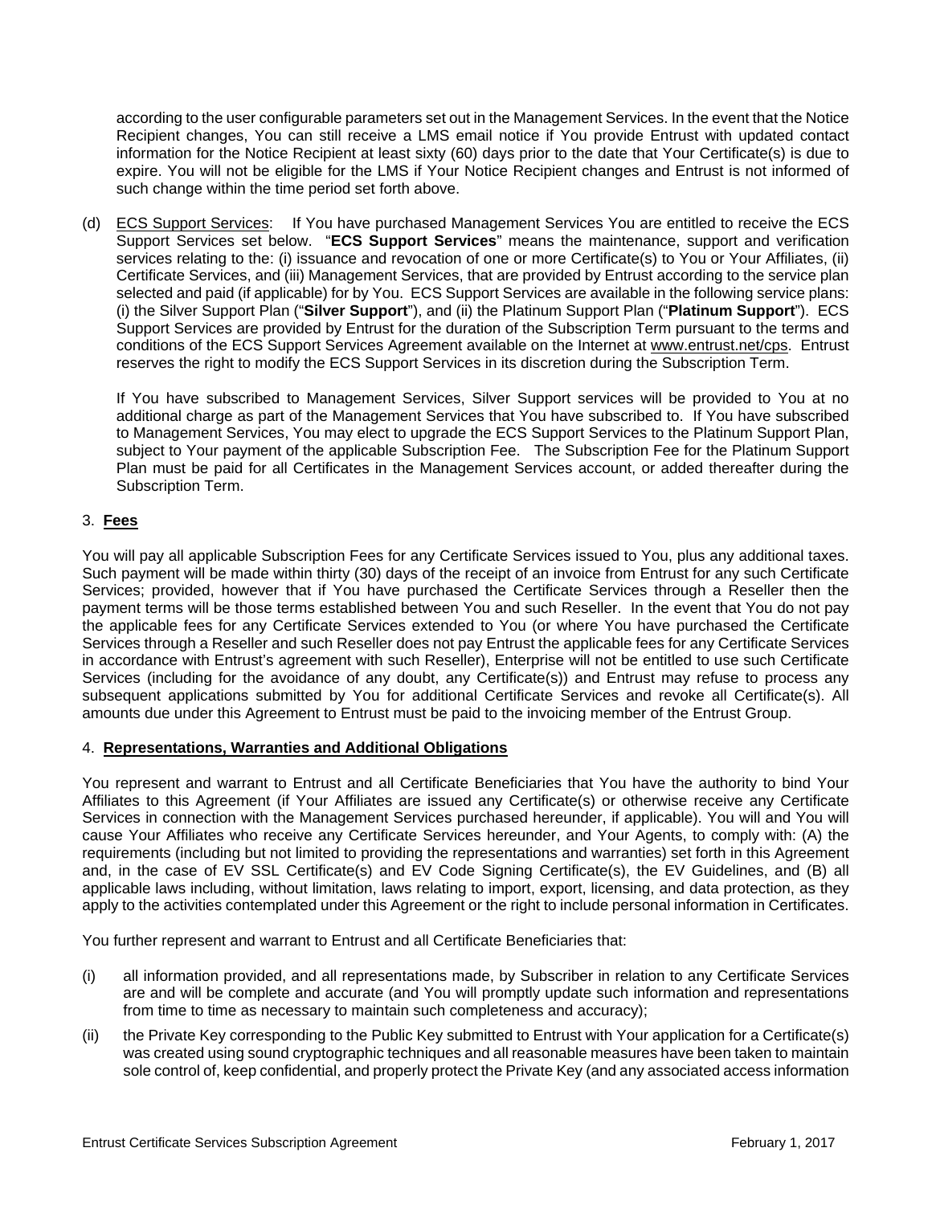according to the user configurable parameters set out in the Management Services. In the event that the Notice Recipient changes, You can still receive a LMS email notice if You provide Entrust with updated contact information for the Notice Recipient at least sixty (60) days prior to the date that Your Certificate(s) is due to expire. You will not be eligible for the LMS if Your Notice Recipient changes and Entrust is not informed of such change within the time period set forth above.

(d) ECS Support Services: If You have purchased Management Services You are entitled to receive the ECS Support Services set below. "**ECS Support Services**" means the maintenance, support and verification services relating to the: (i) issuance and revocation of one or more Certificate(s) to You or Your Affiliates, (ii) Certificate Services, and (iii) Management Services, that are provided by Entrust according to the service plan selected and paid (if applicable) for by You. ECS Support Services are available in the following service plans: (i) the Silver Support Plan ("**Silver Support**"), and (ii) the Platinum Support Plan ("**Platinum Support**"). ECS Support Services are provided by Entrust for the duration of the Subscription Term pursuant to the terms and conditions of the ECS Support Services Agreement available on the Internet at www.entrust.net/cps. Entrust reserves the right to modify the ECS Support Services in its discretion during the Subscription Term.

If You have subscribed to Management Services, Silver Support services will be provided to You at no additional charge as part of the Management Services that You have subscribed to. If You have subscribed to Management Services, You may elect to upgrade the ECS Support Services to the Platinum Support Plan, subject to Your payment of the applicable Subscription Fee. The Subscription Fee for the Platinum Support Plan must be paid for all Certificates in the Management Services account, or added thereafter during the Subscription Term.

## 3. Fees

You will pay all applicable Subscription Fees for any Certificate Services issued to You, plus any additional taxes. Such payment will be made within thirty (30) days of the receipt of an invoice from Entrust for any such Certificate Services; provided, however that if You have purchased the Certificate Services through a Reseller then the payment terms will be those terms established between You and such Reseller. In the event that You do not pay the applicable fees for any Certificate Services extended to You (or where You have purchased the Certificate Services through a Reseller and such Reseller does not pay Entrust the applicable fees for any Certificate Services in accordance with Entrust's agreement with such Reseller), Enterprise will not be entitled to use such Certificate Services (including for the avoidance of any doubt, any Certificate(s)) and Entrust may refuse to process any subsequent applications submitted by You for additional Certificate Services and revoke all Certificate(s). All amounts due under this Agreement to Entrust must be paid to the invoicing member of the Entrust Group.

## 4. Representations, Warranties and Additional Obligations

You represent and warrant to Entrust and all Certificate Beneficiaries that You have the authority to bind Your Affiliates to this Agreement (if Your Affiliates are issued any Certificate(s) or otherwise receive any Certificate Services in connection with the Management Services purchased hereunder, if applicable). You will and You will cause Your Affiliates who receive any Certificate Services hereunder, and Your Agents, to comply with: (A) the requirements (including but not limited to providing the representations and warranties) set forth in this Agreement and, in the case of EV SSL Certificate(s) and EV Code Signing Certificate(s), the EV Guidelines, and (B) all applicable laws including, without limitation, laws relating to import, export, licensing, and data protection, as they apply to the activities contemplated under this Agreement or the right to include personal information in Certificates.

You further represent and warrant to Entrust and all Certificate Beneficiaries that:

(i) all information provided, and all representations made, by Subscriber in relation to any Certificate Services are and will be complete and accurate (and You will promptly update such information and representations from time to time as necessary to maintain such completeness and accuracy);

(ii) the Private Key corresponding to the Public Key submitted to Entrust with Your application for a Certificate(s) was created using sound cryptographic techniques and all reasonable measures have been taken to maintain sole control of, keep confidential, and properly protect the Private Key (and any associated access information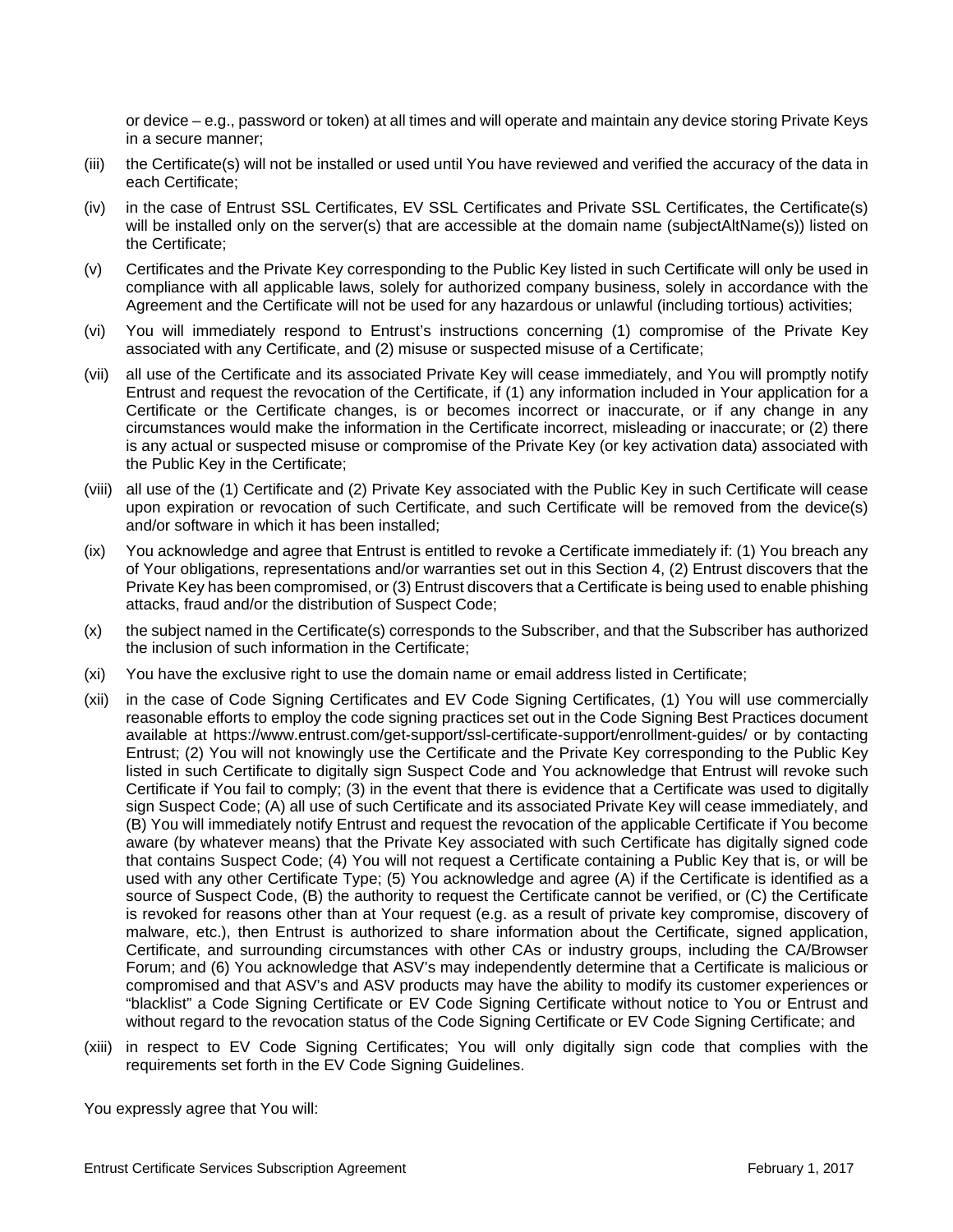or device – e.g., password or token) at all times and will operate and maintain any device storing Private Keys in a secure manner;

(iii) the Certificate(s) will not be installed or used until You have reviewed and verified the accuracy of the data in each Certificate;

(iv) in the case of Entrust SSL Certificates, EV SSL Certificates and Private SSL Certificates, the Certificate(s) will be installed only on the server(s) that are accessible at the domain name (subjectAltName(s)) listed on the Certificate;

(v) Certificates and the Private Key corresponding to the Public Key listed in such Certificate will only be used in compliance with all applicable laws, solely for authorized company business, solely in accordance with the Agreement and the Certificate will not be used for any hazardous or unlawful (including tortious) activities;

(vi) You will immediately respond to Entrust's instructions concerning (1) compromise of the Private Key associated with any Certificate, and (2) misuse or suspected misuse of a Certificate;

(vii) all use of the Certificate and its associated Private Key will cease immediately, and You will promptly notify Entrust and request the revocation of the Certificate, if (1) any information included in Your application for a Certificate or the Certificate changes, is or becomes incorrect or inaccurate, or if any change in any circumstances would make the information in the Certificate incorrect, misleading or inaccurate; or (2) there is any actual or suspected misuse or compromise of the Private Key (or key activation data) associated with the Public Key in the Certificate;

(viii) all use of the (1) Certificate and (2) Private Key associated with the Public Key in such Certificate will cease upon expiration or revocation of such Certificate, and such Certificate will be removed from the device(s) and/or software in which it has been installed;

(ix) You acknowledge and agree that Entrust is entitled to revoke a Certificate immediately if: (1) You breach any of Your obligations, representations and/or warranties set out in this Section 4, (2) Entrust discovers that the Private Key has been compromised, or (3) Entrust discovers that a Certificate is being used to enable phishing attacks, fraud and/or the distribution of Suspect Code;

(x) the subject named in the Certificate(s) corresponds to the Subscriber, and that the Subscriber has authorized the inclusion of such information in the Certificate;

(xi) You have the exclusive right to use the domain name or email address listed in Certificate;

(xii) in the case of Code Signing Certificates and EV Code Signing Certificates, (1) You will use commercially reasonable efforts to employ the code signing practices set out in the Code Signing Best Practices document available at https://www.entrust.com/get-support/ssl-certificate-support/enrollment-guides/ or by contacting Entrust; (2) You will not knowingly use the Certificate and the Private Key corresponding to the Public Key listed in such Certificate to digitally sign Suspect Code and You acknowledge that Entrust will revoke such Certificate if You fail to comply; (3) in the event that there is evidence that a Certificate was used to digitally sign Suspect Code; (A) all use of such Certificate and its associated Private Key will cease immediately, and (B) You will immediately notify Entrust and request the revocation of the applicable Certificate if You become aware (by whatever means) that the Private Key associated with such Certificate has digitally signed code that contains Suspect Code; (4) You will not request a Certificate containing a Public Key that is, or will be used with any other Certificate Type; (5) You acknowledge and agree (A) if the Certificate is identified as a source of Suspect Code, (B) the authority to request the Certificate cannot be verified, or (C) the Certificate is revoked for reasons other than at Your request (e.g. as a result of private key compromise, discovery of malware, etc.), then Entrust is authorized to share information about the Certificate, signed application, Certificate, and surrounding circumstances with other CAs or industry groups, including the CA/Browser Forum; and (6) You acknowledge that ASV's may independently determine that a Certificate is malicious or compromised and that ASV's and ASV products may have the ability to modify its customer experiences or "blacklist" a Code Signing Certificate or EV Code Signing Certificate without notice to You or Entrust and without regard to the revocation status of the Code Signing Certificate or EV Code Signing Certificate; and

(xiii) in respect to EV Code Signing Certificates; You will only digitally sign code that complies with the requirements set forth in the EV Code Signing Guidelines.

You expressly agree that You will: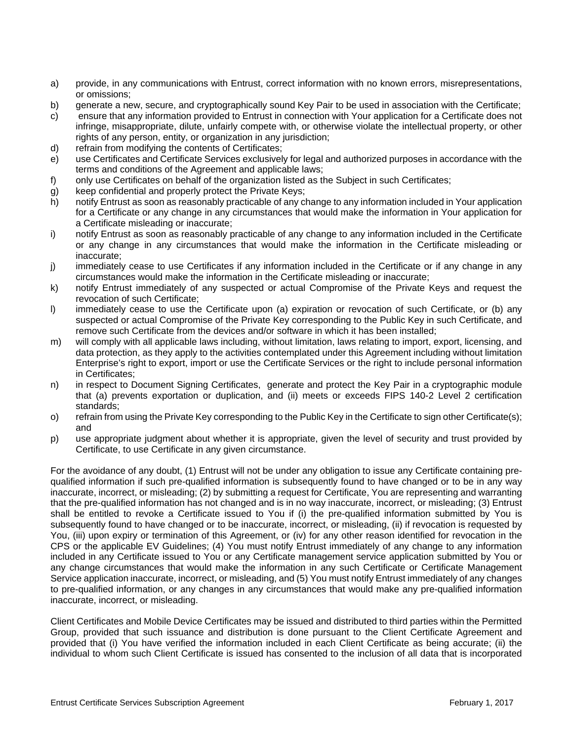a) provide, in any communications with Entrust, correct information with no known errors, misrepresentations, or omissions;
b) generate a new, secure, and cryptographically sound Key Pair to be used in association with the Certificate;
c) ensure that any information provided to Entrust in connection with Your application for a Certificate does not infringe, misappropriate, dilute, unfairly compete with, or otherwise violate the intellectual property, or other rights of any person, entity, or organization in any jurisdiction;
d) refrain from modifying the contents of Certificates;
e) use Certificates and Certificate Services exclusively for legal and authorized purposes in accordance with the terms and conditions of the Agreement and applicable laws;
f) only use Certificates on behalf of the organization listed as the Subject in such Certificates;
g) keep confidential and properly protect the Private Keys;
h) notify Entrust as soon as reasonably practicable of any change to any information included in Your application for a Certificate or any change in any circumstances that would make the information in Your application for a Certificate misleading or inaccurate;
i) notify Entrust as soon as reasonably practicable of any change to any information included in the Certificate or any change in any circumstances that would make the information in the Certificate misleading or inaccurate;
j) immediately cease to use Certificates if any information included in the Certificate or if any change in any circumstances would make the information in the Certificate misleading or inaccurate;
k) notify Entrust immediately of any suspected or actual Compromise of the Private Keys and request the revocation of such Certificate;
l) immediately cease to use the Certificate upon (a) expiration or revocation of such Certificate, or (b) any suspected or actual Compromise of the Private Key corresponding to the Public Key in such Certificate, and remove such Certificate from the devices and/or software in which it has been installed;
m) will comply with all applicable laws including, without limitation, laws relating to import, export, licensing, and data protection, as they apply to the activities contemplated under this Agreement including without limitation Enterprise's right to export, import or use the Certificate Services or the right to include personal information in Certificates;
n) in respect to Document Signing Certificates, generate and protect the Key Pair in a cryptographic module that (a) prevents exportation or duplication, and (ii) meets or exceeds FIPS 140-2 Level 2 certification standards;
o) refrain from using the Private Key corresponding to the Public Key in the Certificate to sign other Certificate(s); and
p) use appropriate judgment about whether it is appropriate, given the level of security and trust provided by Certificate, to use Certificate in any given circumstance.

For the avoidance of any doubt, (1) Entrust will not be under any obligation to issue any Certificate containing pre-qualified information if such pre-qualified information is subsequently found to have changed or to be in any way inaccurate, incorrect, or misleading; (2) by submitting a request for Certificate, You are representing and warranting that the pre-qualified information has not changed and is in no way inaccurate, incorrect, or misleading; (3) Entrust shall be entitled to revoke a Certificate issued to You if (i) the pre-qualified information submitted by You is subsequently found to have changed or to be inaccurate, incorrect, or misleading, (ii) if revocation is requested by You, (iii) upon expiry or termination of this Agreement, or (iv) for any other reason identified for revocation in the CPS or the applicable EV Guidelines; (4) You must notify Entrust immediately of any change to any information included in any Certificate issued to You or any Certificate management service application submitted by You or any change circumstances that would make the information in any such Certificate or Certificate Management Service application inaccurate, incorrect, or misleading, and (5) You must notify Entrust immediately of any changes to pre-qualified information, or any changes in any circumstances that would make any pre-qualified information inaccurate, incorrect, or misleading.

Client Certificates and Mobile Device Certificates may be issued and distributed to third parties within the Permitted Group, provided that such issuance and distribution is done pursuant to the Client Certificate Agreement and provided that (i) You have verified the information included in each Client Certificate as being accurate; (ii) the individual to whom such Client Certificate is issued has consented to the inclusion of all data that is incorporated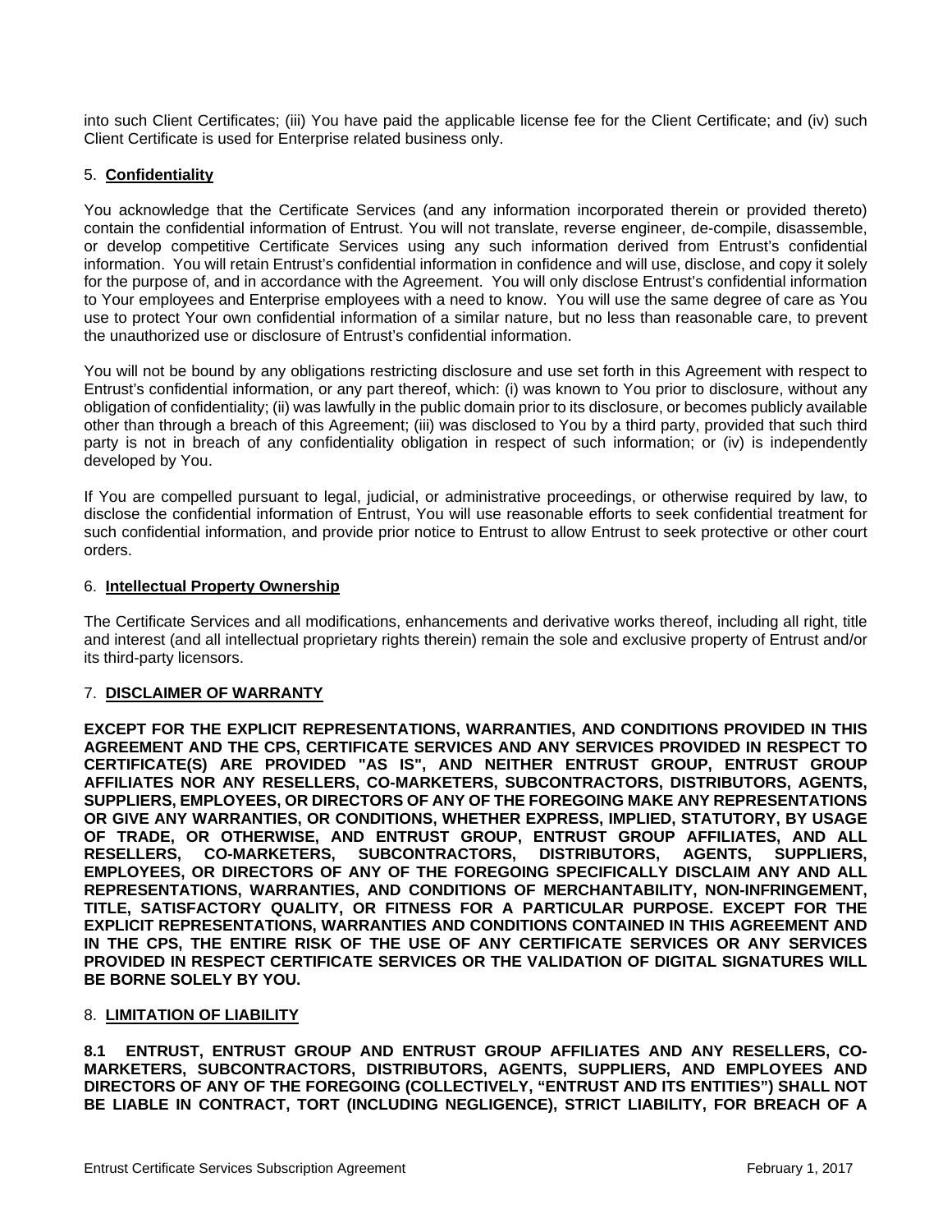into such Client Certificates; (iii) You have paid the applicable license fee for the Client Certificate; and (iv) such Client Certificate is used for Enterprise related business only.

## 5. **Confidentiality**

You acknowledge that the Certificate Services (and any information incorporated therein or provided thereto) contain the confidential information of Entrust. You will not translate, reverse engineer, de-compile, disassemble, or develop competitive Certificate Services using any such information derived from Entrust's confidential information. You will retain Entrust's confidential information in confidence and will use, disclose, and copy it solely for the purpose of, and in accordance with the Agreement. You will only disclose Entrust's confidential information to Your employees and Enterprise employees with a need to know. You will use the same degree of care as You use to protect Your own confidential information of a similar nature, but no less than reasonable care, to prevent the unauthorized use or disclosure of Entrust's confidential information.

You will not be bound by any obligations restricting disclosure and use set forth in this Agreement with respect to Entrust's confidential information, or any part thereof, which: (i) was known to You prior to disclosure, without any obligation of confidentiality; (ii) was lawfully in the public domain prior to its disclosure, or becomes publicly available other than through a breach of this Agreement; (iii) was disclosed to You by a third party, provided that such third party is not in breach of any confidentiality obligation in respect of such information; or (iv) is independently developed by You.

If You are compelled pursuant to legal, judicial, or administrative proceedings, or otherwise required by law, to disclose the confidential information of Entrust, You will use reasonable efforts to seek confidential treatment for such confidential information, and provide prior notice to Entrust to allow Entrust to seek protective or other court orders.

## 6. **Intellectual Property Ownership**

The Certificate Services and all modifications, enhancements and derivative works thereof, including all right, title and interest (and all intellectual proprietary rights therein) remain the sole and exclusive property of Entrust and/or its third-party licensors.

## 7. **DISCLAIMER OF WARRANTY**

**EXCEPT FOR THE EXPLICIT REPRESENTATIONS, WARRANTIES, AND CONDITIONS PROVIDED IN THIS AGREEMENT AND THE CPS, CERTIFICATE SERVICES AND ANY SERVICES PROVIDED IN RESPECT TO CERTIFICATE(S) ARE PROVIDED "AS IS", AND NEITHER ENTRUST GROUP, ENTRUST GROUP AFFILIATES NOR ANY RESELLERS, CO-MARKETERS, SUBCONTRACTORS, DISTRIBUTORS, AGENTS, SUPPLIERS, EMPLOYEES, OR DIRECTORS OF ANY OF THE FOREGOING MAKE ANY REPRESENTATIONS OR GIVE ANY WARRANTIES, OR CONDITIONS, WHETHER EXPRESS, IMPLIED, STATUTORY, BY USAGE OF TRADE, OR OTHERWISE, AND ENTRUST GROUP, ENTRUST GROUP AFFILIATES, AND ALL RESELLERS, CO-MARKETERS, SUBCONTRACTORS, DISTRIBUTORS, AGENTS, SUPPLIERS, EMPLOYEES, OR DIRECTORS OF ANY OF THE FOREGOING SPECIFICALLY DISCLAIM ANY AND ALL REPRESENTATIONS, WARRANTIES, AND CONDITIONS OF MERCHANTABILITY, NON-INFRINGEMENT, TITLE, SATISFACTORY QUALITY, OR FITNESS FOR A PARTICULAR PURPOSE. EXCEPT FOR THE EXPLICIT REPRESENTATIONS, WARRANTIES AND CONDITIONS CONTAINED IN THIS AGREEMENT AND IN THE CPS, THE ENTIRE RISK OF THE USE OF ANY CERTIFICATE SERVICES OR ANY SERVICES PROVIDED IN RESPECT CERTIFICATE SERVICES OR THE VALIDATION OF DIGITAL SIGNATURES WILL BE BORNE SOLELY BY YOU.**

## 8. **LIMITATION OF LIABILITY**

**8.1 ENTRUST, ENTRUST GROUP AND ENTRUST GROUP AFFILIATES AND ANY RESELLERS, CO-MARKETERS, SUBCONTRACTORS, DISTRIBUTORS, AGENTS, SUPPLIERS, AND EMPLOYEES AND DIRECTORS OF ANY OF THE FOREGOING (COLLECTIVELY, "ENTRUST AND ITS ENTITIES") SHALL NOT BE LIABLE IN CONTRACT, TORT (INCLUDING NEGLIGENCE), STRICT LIABILITY, FOR BREACH OF A**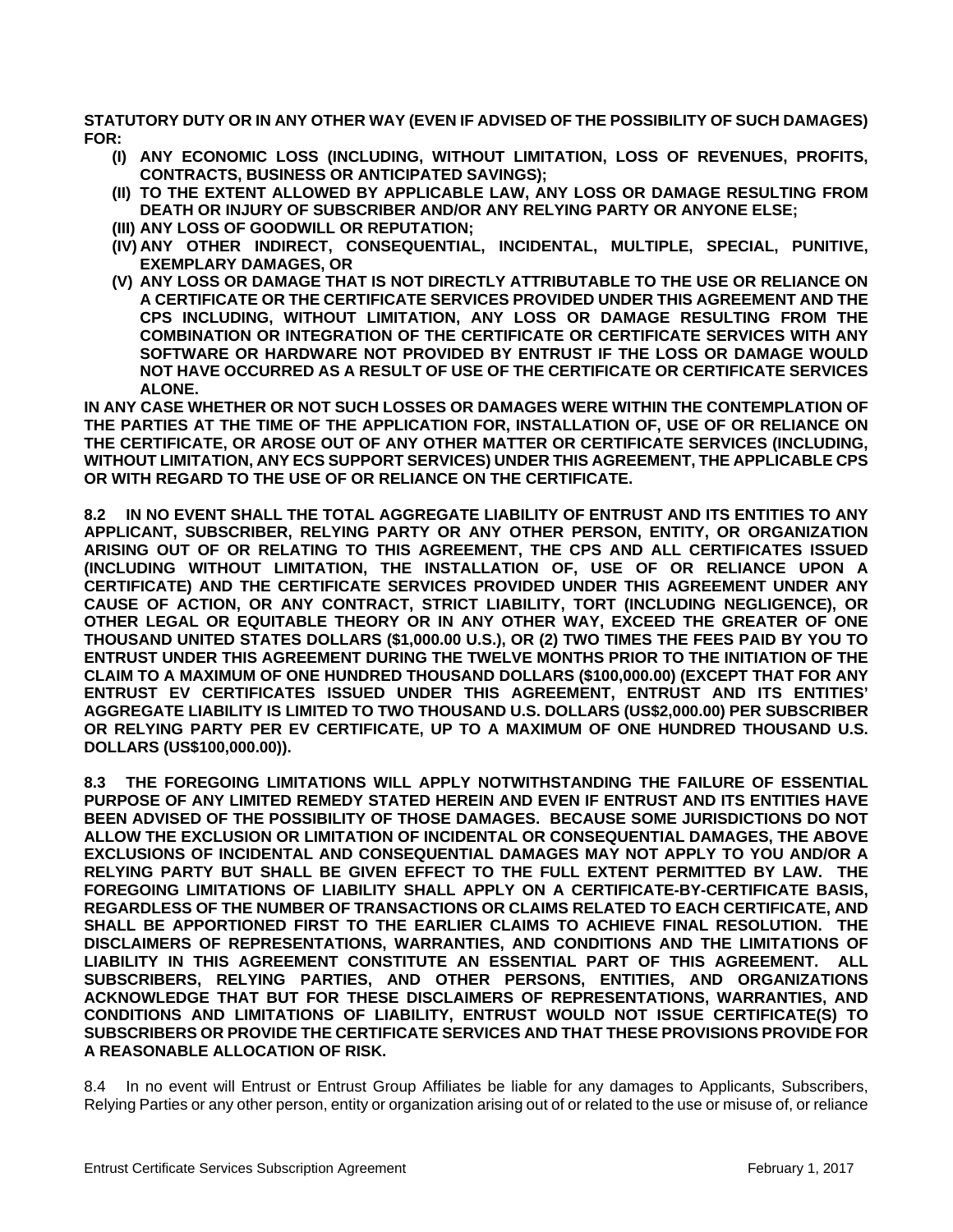**STATUTORY DUTY OR IN ANY OTHER WAY (EVEN IF ADVISED OF THE POSSIBILITY OF SUCH DAMAGES) FOR:**

- **(I) ANY ECONOMIC LOSS (INCLUDING, WITHOUT LIMITATION, LOSS OF REVENUES, PROFITS, CONTRACTS, BUSINESS OR ANTICIPATED SAVINGS);**
- **(II) TO THE EXTENT ALLOWED BY APPLICABLE LAW, ANY LOSS OR DAMAGE RESULTING FROM DEATH OR INJURY OF SUBSCRIBER AND/OR ANY RELYING PARTY OR ANYONE ELSE;**
- **(III) ANY LOSS OF GOODWILL OR REPUTATION;**
- **(IV) ANY OTHER INDIRECT, CONSEQUENTIAL, INCIDENTAL, MULTIPLE, SPECIAL, PUNITIVE, EXEMPLARY DAMAGES, OR**
- **(V) ANY LOSS OR DAMAGE THAT IS NOT DIRECTLY ATTRIBUTABLE TO THE USE OR RELIANCE ON A CERTIFICATE OR THE CERTIFICATE SERVICES PROVIDED UNDER THIS AGREEMENT AND THE CPS INCLUDING, WITHOUT LIMITATION, ANY LOSS OR DAMAGE RESULTING FROM THE COMBINATION OR INTEGRATION OF THE CERTIFICATE OR CERTIFICATE SERVICES WITH ANY SOFTWARE OR HARDWARE NOT PROVIDED BY ENTRUST IF THE LOSS OR DAMAGE WOULD NOT HAVE OCCURRED AS A RESULT OF USE OF THE CERTIFICATE OR CERTIFICATE SERVICES ALONE.**

**IN ANY CASE WHETHER OR NOT SUCH LOSSES OR DAMAGES WERE WITHIN THE CONTEMPLATION OF THE PARTIES AT THE TIME OF THE APPLICATION FOR, INSTALLATION OF, USE OF OR RELIANCE ON THE CERTIFICATE, OR AROSE OUT OF ANY OTHER MATTER OR CERTIFICATE SERVICES (INCLUDING, WITHOUT LIMITATION, ANY ECS SUPPORT SERVICES) UNDER THIS AGREEMENT, THE APPLICABLE CPS OR WITH REGARD TO THE USE OF OR RELIANCE ON THE CERTIFICATE.**

**8.2 IN NO EVENT SHALL THE TOTAL AGGREGATE LIABILITY OF ENTRUST AND ITS ENTITIES TO ANY APPLICANT, SUBSCRIBER, RELYING PARTY OR ANY OTHER PERSON, ENTITY, OR ORGANIZATION ARISING OUT OF OR RELATING TO THIS AGREEMENT, THE CPS AND ALL CERTIFICATES ISSUED (INCLUDING WITHOUT LIMITATION, THE INSTALLATION OF, USE OF OR RELIANCE UPON A CERTIFICATE) AND THE CERTIFICATE SERVICES PROVIDED UNDER THIS AGREEMENT UNDER ANY CAUSE OF ACTION, OR ANY CONTRACT, STRICT LIABILITY, TORT (INCLUDING NEGLIGENCE), OR OTHER LEGAL OR EQUITABLE THEORY OR IN ANY OTHER WAY, EXCEED THE GREATER OF ONE THOUSAND UNITED STATES DOLLARS ($1,000.00 U.S.), OR (2) TWO TIMES THE FEES PAID BY YOU TO ENTRUST UNDER THIS AGREEMENT DURING THE TWELVE MONTHS PRIOR TO THE INITIATION OF THE CLAIM TO A MAXIMUM OF ONE HUNDRED THOUSAND DOLLARS ($100,000.00) (EXCEPT THAT FOR ANY ENTRUST EV CERTIFICATES ISSUED UNDER THIS AGREEMENT, ENTRUST AND ITS ENTITIES' AGGREGATE LIABILITY IS LIMITED TO TWO THOUSAND U.S. DOLLARS (US$2,000.00) PER SUBSCRIBER OR RELYING PARTY PER EV CERTIFICATE, UP TO A MAXIMUM OF ONE HUNDRED THOUSAND U.S. DOLLARS (US$100,000.00)).**

**8.3 THE FOREGOING LIMITATIONS WILL APPLY NOTWITHSTANDING THE FAILURE OF ESSENTIAL PURPOSE OF ANY LIMITED REMEDY STATED HEREIN AND EVEN IF ENTRUST AND ITS ENTITIES HAVE BEEN ADVISED OF THE POSSIBILITY OF THOSE DAMAGES. BECAUSE SOME JURISDICTIONS DO NOT ALLOW THE EXCLUSION OR LIMITATION OF INCIDENTAL OR CONSEQUENTIAL DAMAGES, THE ABOVE EXCLUSIONS OF INCIDENTAL AND CONSEQUENTIAL DAMAGES MAY NOT APPLY TO YOU AND/OR A RELYING PARTY BUT SHALL BE GIVEN EFFECT TO THE FULL EXTENT PERMITTED BY LAW. THE FOREGOING LIMITATIONS OF LIABILITY SHALL APPLY ON A CERTIFICATE-BY-CERTIFICATE BASIS, REGARDLESS OF THE NUMBER OF TRANSACTIONS OR CLAIMS RELATED TO EACH CERTIFICATE, AND SHALL BE APPORTIONED FIRST TO THE EARLIER CLAIMS TO ACHIEVE FINAL RESOLUTION. THE DISCLAIMERS OF REPRESENTATIONS, WARRANTIES, AND CONDITIONS AND THE LIMITATIONS OF LIABILITY IN THIS AGREEMENT CONSTITUTE AN ESSENTIAL PART OF THIS AGREEMENT. ALL SUBSCRIBERS, RELYING PARTIES, AND OTHER PERSONS, ENTITIES, AND ORGANIZATIONS ACKNOWLEDGE THAT BUT FOR THESE DISCLAIMERS OF REPRESENTATIONS, WARRANTIES, AND CONDITIONS AND LIMITATIONS OF LIABILITY, ENTRUST WOULD NOT ISSUE CERTIFICATE(S) TO SUBSCRIBERS OR PROVIDE THE CERTIFICATE SERVICES AND THAT THESE PROVISIONS PROVIDE FOR A REASONABLE ALLOCATION OF RISK.**

8.4 In no event will Entrust or Entrust Group Affiliates be liable for any damages to Applicants, Subscribers, Relying Parties or any other person, entity or organization arising out of or related to the use or misuse of, or reliance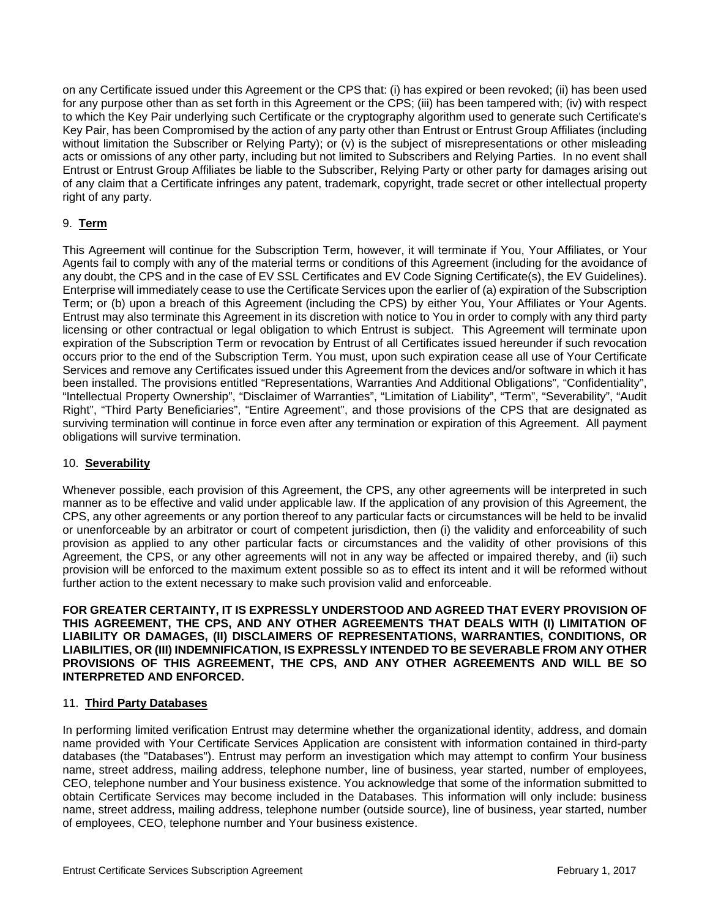on any Certificate issued under this Agreement or the CPS that: (i) has expired or been revoked; (ii) has been used for any purpose other than as set forth in this Agreement or the CPS; (iii) has been tampered with; (iv) with respect to which the Key Pair underlying such Certificate or the cryptography algorithm used to generate such Certificate's Key Pair, has been Compromised by the action of any party other than Entrust or Entrust Group Affiliates (including without limitation the Subscriber or Relying Party); or (v) is the subject of misrepresentations or other misleading acts or omissions of any other party, including but not limited to Subscribers and Relying Parties. In no event shall Entrust or Entrust Group Affiliates be liable to the Subscriber, Relying Party or other party for damages arising out of any claim that a Certificate infringes any patent, trademark, copyright, trade secret or other intellectual property right of any party.

## 9. **Term**

This Agreement will continue for the Subscription Term, however, it will terminate if You, Your Affiliates, or Your Agents fail to comply with any of the material terms or conditions of this Agreement (including for the avoidance of any doubt, the CPS and in the case of EV SSL Certificates and EV Code Signing Certificate(s), the EV Guidelines). Enterprise will immediately cease to use the Certificate Services upon the earlier of (a) expiration of the Subscription Term; or (b) upon a breach of this Agreement (including the CPS) by either You, Your Affiliates or Your Agents. Entrust may also terminate this Agreement in its discretion with notice to You in order to comply with any third party licensing or other contractual or legal obligation to which Entrust is subject. This Agreement will terminate upon expiration of the Subscription Term or revocation by Entrust of all Certificates issued hereunder if such revocation occurs prior to the end of the Subscription Term. You must, upon such expiration cease all use of Your Certificate Services and remove any Certificates issued under this Agreement from the devices and/or software in which it has been installed. The provisions entitled "Representations, Warranties And Additional Obligations", "Confidentiality", "Intellectual Property Ownership", "Disclaimer of Warranties", "Limitation of Liability", "Term", "Severability", "Audit Right", "Third Party Beneficiaries", "Entire Agreement", and those provisions of the CPS that are designated as surviving termination will continue in force even after any termination or expiration of this Agreement. All payment obligations will survive termination.

## 10. **Severability**

Whenever possible, each provision of this Agreement, the CPS, any other agreements will be interpreted in such manner as to be effective and valid under applicable law. If the application of any provision of this Agreement, the CPS, any other agreements or any portion thereof to any particular facts or circumstances will be held to be invalid or unenforceable by an arbitrator or court of competent jurisdiction, then (i) the validity and enforceability of such provision as applied to any other particular facts or circumstances and the validity of other provisions of this Agreement, the CPS, or any other agreements will not in any way be affected or impaired thereby, and (ii) such provision will be enforced to the maximum extent possible so as to effect its intent and it will be reformed without further action to the extent necessary to make such provision valid and enforceable.

**FOR GREATER CERTAINTY, IT IS EXPRESSLY UNDERSTOOD AND AGREED THAT EVERY PROVISION OF THIS AGREEMENT, THE CPS, AND ANY OTHER AGREEMENTS THAT DEALS WITH (I) LIMITATION OF LIABILITY OR DAMAGES, (II) DISCLAIMERS OF REPRESENTATIONS, WARRANTIES, CONDITIONS, OR LIABILITIES, OR (III) INDEMNIFICATION, IS EXPRESSLY INTENDED TO BE SEVERABLE FROM ANY OTHER PROVISIONS OF THIS AGREEMENT, THE CPS, AND ANY OTHER AGREEMENTS AND WILL BE SO INTERPRETED AND ENFORCED.**

## 11. **Third Party Databases**

In performing limited verification Entrust may determine whether the organizational identity, address, and domain name provided with Your Certificate Services Application are consistent with information contained in third-party databases (the "Databases"). Entrust may perform an investigation which may attempt to confirm Your business name, street address, mailing address, telephone number, line of business, year started, number of employees, CEO, telephone number and Your business existence. You acknowledge that some of the information submitted to obtain Certificate Services may become included in the Databases. This information will only include: business name, street address, mailing address, telephone number (outside source), line of business, year started, number of employees, CEO, telephone number and Your business existence.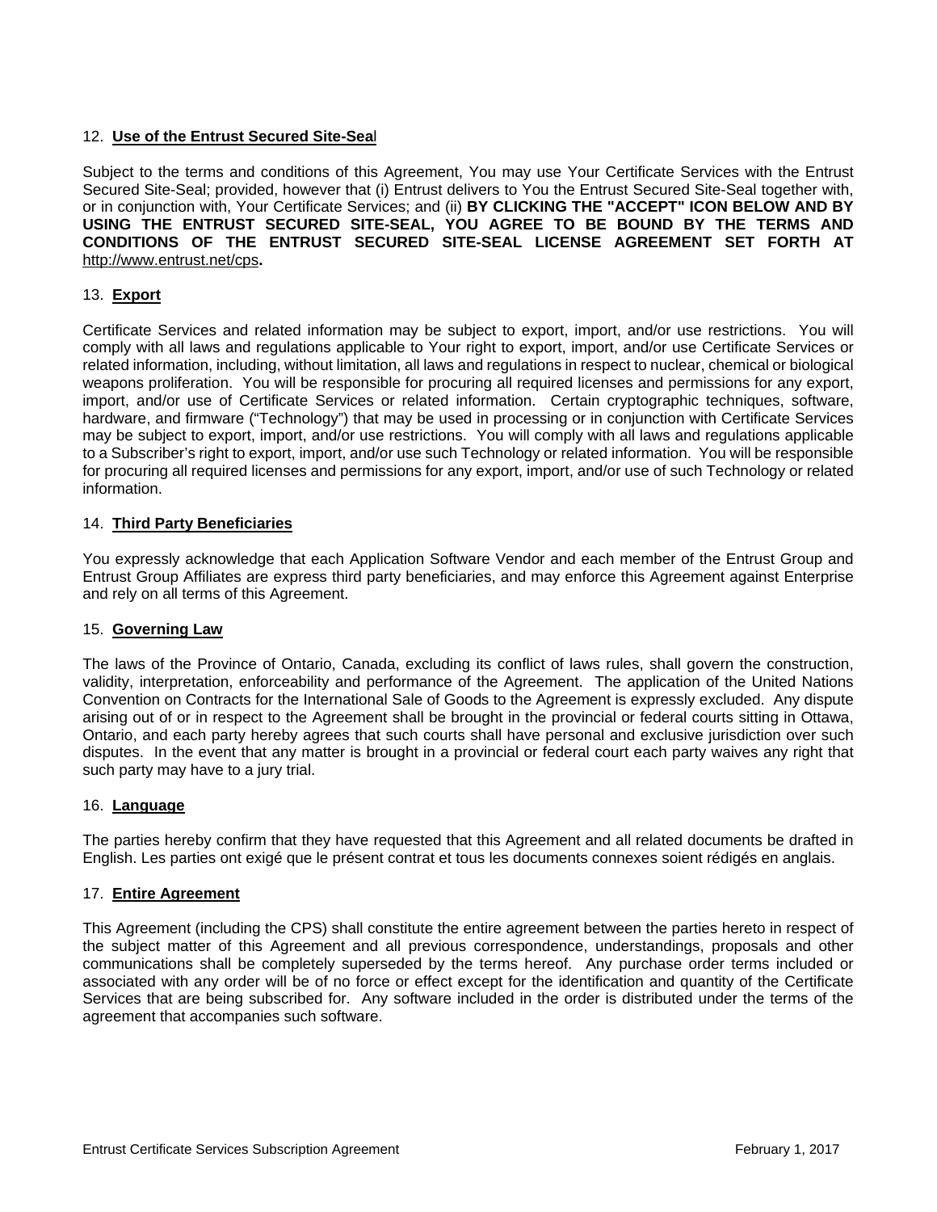12. **Use of the Entrust Secured Site-Seal**

Subject to the terms and conditions of this Agreement, You may use Your Certificate Services with the Entrust Secured Site-Seal; provided, however that (i) Entrust delivers to You the Entrust Secured Site-Seal together with, or in conjunction with, Your Certificate Services; and (ii) **BY CLICKING THE "ACCEPT" ICON BELOW AND BY USING THE ENTRUST SECURED SITE-SEAL, YOU AGREE TO BE BOUND BY THE TERMS AND CONDITIONS OF THE ENTRUST SECURED SITE-SEAL LICENSE AGREEMENT SET FORTH AT** http://www.entrust.net/cps**.**

13. **Export**

Certificate Services and related information may be subject to export, import, and/or use restrictions. You will comply with all laws and regulations applicable to Your right to export, import, and/or use Certificate Services or related information, including, without limitation, all laws and regulations in respect to nuclear, chemical or biological weapons proliferation. You will be responsible for procuring all required licenses and permissions for any export, import, and/or use of Certificate Services or related information. Certain cryptographic techniques, software, hardware, and firmware ("Technology") that may be used in processing or in conjunction with Certificate Services may be subject to export, import, and/or use restrictions. You will comply with all laws and regulations applicable to a Subscriber's right to export, import, and/or use such Technology or related information. You will be responsible for procuring all required licenses and permissions for any export, import, and/or use of such Technology or related information.

14. **Third Party Beneficiaries**

You expressly acknowledge that each Application Software Vendor and each member of the Entrust Group and Entrust Group Affiliates are express third party beneficiaries, and may enforce this Agreement against Enterprise and rely on all terms of this Agreement.

15. **Governing Law**

The laws of the Province of Ontario, Canada, excluding its conflict of laws rules, shall govern the construction, validity, interpretation, enforceability and performance of the Agreement. The application of the United Nations Convention on Contracts for the International Sale of Goods to the Agreement is expressly excluded. Any dispute arising out of or in respect to the Agreement shall be brought in the provincial or federal courts sitting in Ottawa, Ontario, and each party hereby agrees that such courts shall have personal and exclusive jurisdiction over such disputes. In the event that any matter is brought in a provincial or federal court each party waives any right that such party may have to a jury trial.

16. **Language**

The parties hereby confirm that they have requested that this Agreement and all related documents be drafted in English. Les parties ont exigé que le présent contrat et tous les documents connexes soient rédigés en anglais.

17. **Entire Agreement**

This Agreement (including the CPS) shall constitute the entire agreement between the parties hereto in respect of the subject matter of this Agreement and all previous correspondence, understandings, proposals and other communications shall be completely superseded by the terms hereof. Any purchase order terms included or associated with any order will be of no force or effect except for the identification and quantity of the Certificate Services that are being subscribed for. Any software included in the order is distributed under the terms of the agreement that accompanies such software.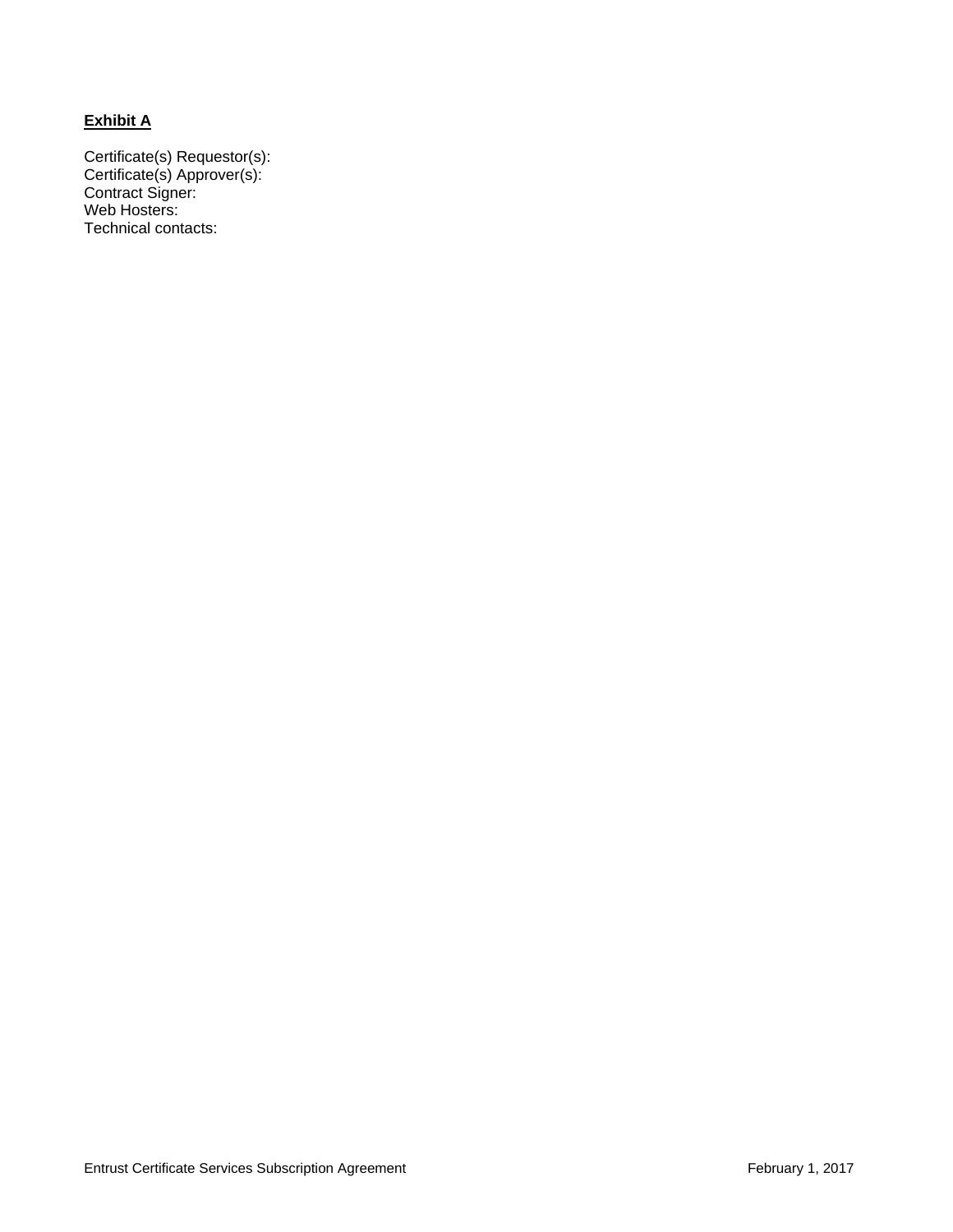**Exhibit A**

Certificate(s) Requestor(s):
Certificate(s) Approver(s):
Contract Signer:
Web Hosters:
Technical contacts: